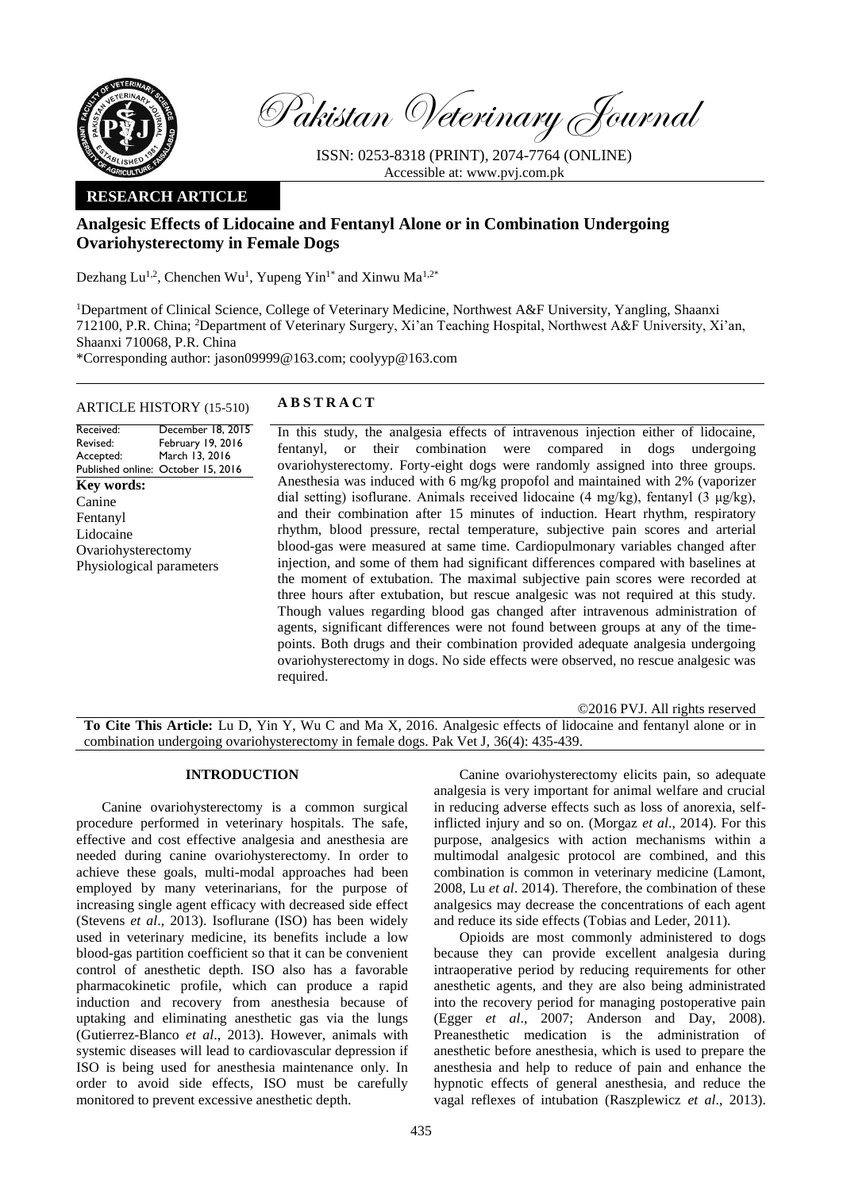Pakistan Veterinary Journal

ISSN: 0253-8318 (PRINT), 2074-7764 (ONLINE)
Accessible at: www.pvj.com.pk

**RESEARCH ARTICLE**

# Analgesic Effects of Lidocaine and Fentanyl Alone or in Combination Undergoing Ovariohysterectomy in Female Dogs

Dezhang Lu[1,2], Chenchen Wu[1], Yupeng Yin[1*] and Xinwu Ma[1,2*]

[1]Department of Clinical Science, College of Veterinary Medicine, Northwest A&F University, Yangling, Shaanxi 712100, P.R. China; [2]Department of Veterinary Surgery, Xi'an Teaching Hospital, Northwest A&F University, Xi'an, Shaanxi 710068, P.R. China

*Corresponding author: jason09999@163.com; coolyyp@163.com

**ARTICLE HISTORY (15-510)**

Received: December 18, 2015
Revised: February 19, 2016
Accepted: March 13, 2016
Published online: October 15, 2016

**Key words:**
Canine
Fentanyl
Lidocaine
Ovariohysterectomy
Physiological parameters

## ABSTRACT

In this study, the analgesia effects of intravenous injection either of lidocaine, fentanyl, or their combination were compared in dogs undergoing ovariohysterectomy. Forty-eight dogs were randomly assigned into three groups. Anesthesia was induced with 6 mg/kg propofol and maintained with 2% (vaporizer dial setting) isoflurane. Animals received lidocaine (4 mg/kg), fentanyl (3 μg/kg), and their combination after 15 minutes of induction. Heart rhythm, respiratory rhythm, blood pressure, rectal temperature, subjective pain scores and arterial blood-gas were measured at same time. Cardiopulmonary variables changed after injection, and some of them had significant differences compared with baselines at the moment of extubation. The maximal subjective pain scores were recorded at three hours after extubation, but rescue analgesic was not required at this study. Though values regarding blood gas changed after intravenous administration of agents, significant differences were not found between groups at any of the time-points. Both drugs and their combination provided adequate analgesia undergoing ovariohysterectomy in dogs. No side effects were observed, no rescue analgesic was required.

©2016 PVJ. All rights reserved

**To Cite This Article:** Lu D, Yin Y, Wu C and Ma X, 2016. Analgesic effects of lidocaine and fentanyl alone or in combination undergoing ovariohysterectomy in female dogs. Pak Vet J, 36(4): 435-439.

## INTRODUCTION

Canine ovariohysterectomy is a common surgical procedure performed in veterinary hospitals. The safe, effective and cost effective analgesia and anesthesia are needed during canine ovariohysterectomy. In order to achieve these goals, multi-modal approaches had been employed by many veterinarians, for the purpose of increasing single agent efficacy with decreased side effect (Stevens *et al*., 2013). Isoflurane (ISO) has been widely used in veterinary medicine, its benefits include a low blood-gas partition coefficient so that it can be convenient control of anesthetic depth. ISO also has a favorable pharmacokinetic profile, which can produce a rapid induction and recovery from anesthesia because of uptaking and eliminating anesthetic gas via the lungs (Gutierrez-Blanco *et al*., 2013). However, animals with systemic diseases will lead to cardiovascular depression if ISO is being used for anesthesia maintenance only. In order to avoid side effects, ISO must be carefully monitored to prevent excessive anesthetic depth.

Canine ovariohysterectomy elicits pain, so adequate analgesia is very important for animal welfare and crucial in reducing adverse effects such as loss of anorexia, self-inflicted injury and so on. (Morgaz *et al*., 2014). For this purpose, analgesics with action mechanisms within a multimodal analgesic protocol are combined, and this combination is common in veterinary medicine (Lamont, 2008, Lu *et al*. 2014). Therefore, the combination of these analgesics may decrease the concentrations of each agent and reduce its side effects (Tobias and Leder, 2011).

Opioids are most commonly administered to dogs because they can provide excellent analgesia during intraoperative period by reducing requirements for other anesthetic agents, and they are also being administrated into the recovery period for managing postoperative pain (Egger *et al*., 2007; Anderson and Day, 2008). Preanesthetic medication is the administration of anesthetic before anesthesia, which is used to prepare the anesthesia and help to reduce of pain and enhance the hypnotic effects of general anesthesia, and reduce the vagal reflexes of intubation (Raszplewicz *et al*., 2013).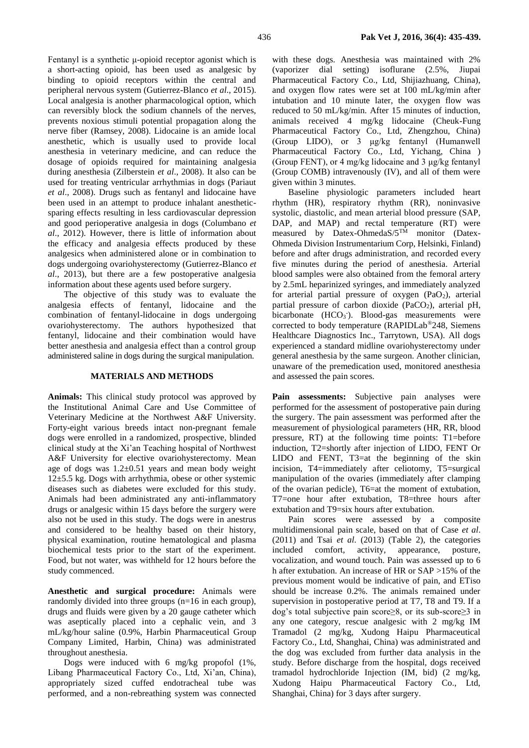Fentanyl is a synthetic μ-opioid receptor agonist which is a short-acting opioid, has been used as analgesic by binding to opioid receptors within the central and peripheral nervous system (Gutierrez-Blanco *et al*., 2015). Local analgesia is another pharmacological option, which can reversibly block the sodium channels of the nerves, prevents noxious stimuli potential propagation along the nerve fiber (Ramsey, 2008). Lidocaine is an amide local anesthetic, which is usually used to provide local anesthesia in veterinary medicine, and can reduce the dosage of opioids required for maintaining analgesia during anesthesia (Zilberstein *et al*., 2008). It also can be used for treating ventricular arrhythmias in dogs (Pariaut *et al*., 2008). Drugs such as fentanyl and lidocaine have been used in an attempt to produce inhalant anesthetic-sparing effects resulting in less cardiovascular depression and good perioperative analgesia in dogs (Columbano *et al*., 2012). However, there is little of information about the efficacy and analgesia effects produced by these analgesics when administered alone or in combination to dogs undergoing ovariohysterectomy (Gutierrez-Blanco *et al*., 2013), but there are a few postoperative analgesia information about these agents used before surgery.

The objective of this study was to evaluate the analgesia effects of fentanyl, lidocaine and the combination of fentanyl-lidocaine in dogs undergoing ovariohysterectomy. The authors hypothesized that fentanyl, lidocaine and their combination would have better anesthesia and analgesia effect than a control group administered saline in dogs during the surgical manipulation.

## MATERIALS AND METHODS

**Animals:** This clinical study protocol was approved by the Institutional Animal Care and Use Committee of Veterinary Medicine at the Northwest A&F University. Forty-eight various breeds intact non-pregnant female dogs were enrolled in a randomized, prospective, blinded clinical study at the Xi'an Teaching hospital of Northwest A&F University for elective ovariohysterectomy. Mean age of dogs was 1.2±0.51 years and mean body weight 12±5.5 kg. Dogs with arrhythmia, obese or other systemic diseases such as diabetes were excluded for this study. Animals had been administrated any anti-inflammatory drugs or analgesic within 15 days before the surgery were also not be used in this study. The dogs were in anestrus and considered to be healthy based on their history, physical examination, routine hematological and plasma biochemical tests prior to the start of the experiment. Food, but not water, was withheld for 12 hours before the study commenced.

**Anesthetic and surgical procedure:** Animals were randomly divided into three groups (n=16 in each group), drugs and fluids were given by a 20 gauge catheter which was aseptically placed into a cephalic vein, and 3 mL/kg/hour saline (0.9%, Harbin Pharmaceutical Group Company Limited, Harbin, China) was administrated throughout anesthesia.

Dogs were induced with 6 mg/kg propofol (1%, Libang Pharmaceutical Factory Co., Ltd, Xi'an, China), appropriately sized cuffed endotracheal tube was performed, and a non-rebreathing system was connected with these dogs. Anesthesia was maintained with 2% (vaporizer dial setting) isoflurane (2.5%, Jiupai Pharmaceutical Factory Co., Ltd, Shijiazhuang, China), and oxygen flow rates were set at 100 mL/kg/min after intubation and 10 minute later, the oxygen flow was reduced to 50 mL/kg/min. After 15 minutes of induction, animals received 4 mg/kg lidocaine (Cheuk-Fung Pharmaceutical Factory Co., Ltd, Zhengzhou, China) (Group LIDO), or 3 μg/kg fentanyl (Humanwell Pharmaceutical Factory Co., Ltd, Yichang, China ) (Group FENT), or 4 mg/kg lidocaine and 3 μg/kg fentanyl (Group COMB) intravenously (IV), and all of them were given within 3 minutes.

Baseline physiologic parameters included heart rhythm (HR), respiratory rhythm (RR), noninvasive systolic, diastolic, and mean arterial blood pressure (SAP, DAP, and MAP) and rectal temperature (RT) were measured by Datex-OhmedaS/5™ monitor (Datex-Ohmeda Division Instrumentarium Corp, Helsinki, Finland) before and after drugs administration, and recorded every five minutes during the period of anesthesia. Arterial blood samples were also obtained from the femoral artery by 2.5mL heparinized syringes, and immediately analyzed for arterial partial pressure of oxygen ($PaO_2$), arterial partial pressure of carbon dioxide ($PaCO_2$), arterial pH, bicarbonate ($HCO_3^-$). Blood-gas measurements were corrected to body temperature (RAPIDLab®248, Siemens Healthcare Diagnostics Inc., Tarrytown, USA). All dogs experienced a standard midline ovariohysterectomy under general anesthesia by the same surgeon. Another clinician, unaware of the premedication used, monitored anesthesia and assessed the pain scores.

**Pain assessments:** Subjective pain analyses were performed for the assessment of postoperative pain during the surgery. The pain assessment was performed after the measurement of physiological parameters (HR, RR, blood pressure, RT) at the following time points: T1=before induction, T2=shortly after injection of LIDO, FENT Or LIDO and FENT, T3=at the beginning of the skin incision, T4=immediately after celiotomy, T5=surgical manipulation of the ovaries (immediately after clamping of the ovarian pedicle), T6=at the moment of extubation, T7=one hour after extubation, T8=three hours after extubation and T9=six hours after extubation.

Pain scores were assessed by a composite multidimensional pain scale, based on that of Case *et al*. (2011) and Tsai *et al*. (2013) (Table 2), the categories included comfort, activity, appearance, posture, vocalization, and wound touch. Pain was assessed up to 6 h after extubation. An increase of HR or SAP >15% of the previous moment would be indicative of pain, and ETiso should be increase 0.2%. The animals remained under supervision in postoperative period at T7, T8 and T9. If a dog's total subjective pain score≥8, or its sub-score≥3 in any one category, rescue analgesic with 2 mg/kg IM Tramadol (2 mg/kg, Xudong Haipu Pharmaceutical Factory Co., Ltd, Shanghai, China) was administrated and the dog was excluded from further data analysis in the study. Before discharge from the hospital, dogs received tramadol hydrochloride Injection (IM, bid) (2 mg/kg, Xudong Haipu Pharmaceutical Factory Co., Ltd, Shanghai, China) for 3 days after surgery.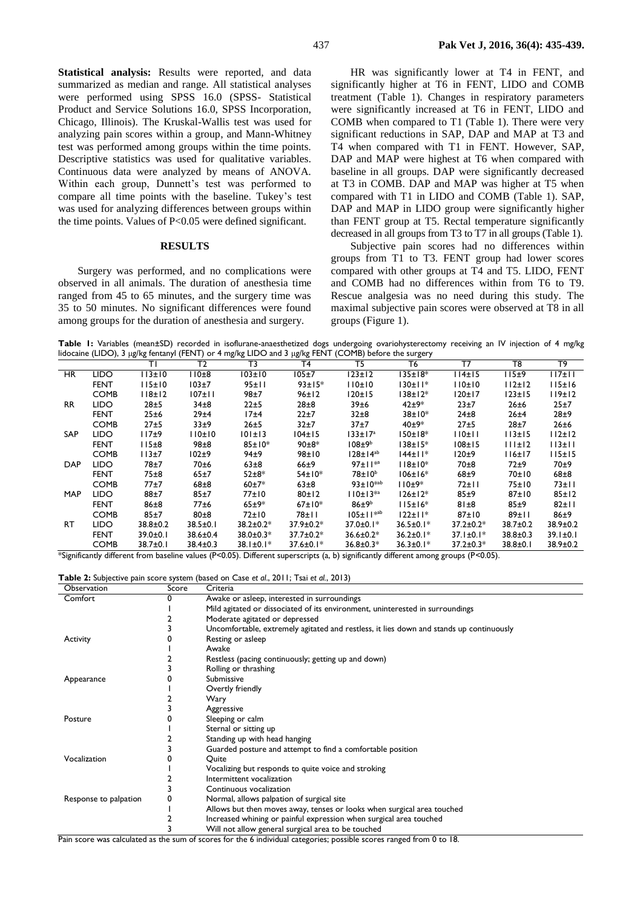**Statistical analysis:** Results were reported, and data summarized as median and range. All statistical analyses were performed using SPSS 16.0 (SPSS- Statistical Product and Service Solutions 16.0, SPSS Incorporation, Chicago, Illinois). The Kruskal-Wallis test was used for analyzing pain scores within a group, and Mann-Whitney test was performed among groups within the time points. Descriptive statistics was used for qualitative variables. Continuous data were analyzed by means of ANOVA. Within each group, Dunnett's test was performed to compare all time points with the baseline. Tukey's test was used for analyzing differences between groups within the time points. Values of P<0.05 were defined significant.

## RESULTS

Surgery was performed, and no complications were observed in all animals. The duration of anesthesia time ranged from 45 to 65 minutes, and the surgery time was 35 to 50 minutes. No significant differences were found among groups for the duration of anesthesia and surgery.

HR was significantly lower at T4 in FENT, and significantly higher at T6 in FENT, LIDO and COMB treatment (Table 1). Changes in respiratory parameters were significantly increased at T6 in FENT, LIDO and COMB when compared to T1 (Table 1). There were very significant reductions in SAP, DAP and MAP at T3 and T4 when compared with T1 in FENT. However, SAP, DAP and MAP were highest at T6 when compared with baseline in all groups. DAP were significantly decreased at T3 in COMB. DAP and MAP was higher at T5 when compared with T1 in LIDO and COMB (Table 1). SAP, DAP and MAP in LIDO group were significantly higher than FENT group at T5. Rectal temperature significantly decreased in all groups from T3 to T7 in all groups (Table 1).

Subjective pain scores had no differences within groups from T1 to T3. FENT group had lower scores compared with other groups at T4 and T5. LIDO, FENT and COMB had no differences within from T6 to T9. Rescue analgesia was no need during this study. The maximal subjective pain scores were observed at T8 in all groups (Figure 1).

**Table 1:** Variables (mean±SD) recorded in isoflurane-anaesthetized dogs undergoing ovariohysterectomy receiving an IV injection of 4 mg/kg lidocaine (LIDO), 3 μg/kg fentanyl (FENT) or 4 mg/kg LIDO and 3 μg/kg FENT (COMB) before the surgery

| | | T1 | T2 | T3 | T4 | T5 | T6 | T7 | T8 | T9 |
|---|---|---|---|---|---|---|---|---|---|---|
| HR | LIDO | 113±10 | 110±8 | 103±10 | 105±7 | 123±12 | 135±18* | 114±15 | 115±9 | 117±11 |
| | FENT | 115±10 | 103±7 | 95±11 | 93±15* | 110±10 | 130±11* | 110±10 | 112±12 | 115±16 |
| | COMB | 118±12 | 107±11 | 98±7 | 96±12 | 120±15 | 138±12* | 120±17 | 123±15 | 119±12 |
| RR | LIDO | 28±5 | 34±8 | 22±5 | 28±8 | 39±6 | 42±9* | 23±7 | 26±6 | 25±7 |
| | FENT | 25±6 | 29±4 | 17±4 | 22±7 | 32±8 | 38±10* | 24±8 | 26±4 | 28±9 |
| | COMB | 27±5 | 33±9 | 26±5 | 32±7 | 37±7 | 40±9* | 27±5 | 28±7 | 26±6 |
| SAP | LIDO | 117±9 | 110±10 | 101±13 | 104±15 | 133±17[a] | 150±18* | 110±11 | 113±15 | 112±12 |
| | FENT | 115±8 | 98±8 | 85±10* | 90±8* | 108±9[b] | 138±15* | 108±15 | 111±12 | 113±11 |
| | COMB | 113±7 | 102±9 | 94±9 | 98±10 | 128±14[ab] | 144±11* | 120±9 | 116±17 | 115±15 |
| DAP | LIDO | 78±7 | 70±6 | 63±8 | 66±9 | 97±11*[a] | 118±10* | 70±8 | 72±9 | 70±9 |
| | FENT | 75±8 | 65±7 | 52±8* | 54±10* | 78±10[b] | 106±16* | 68±9 | 70±10 | 68±8 |
| | COMB | 77±7 | 68±8 | 60±7* | 63±8 | 93±10*[ab] | 110±9* | 72±11 | 75±10 | 73±11 |
| MAP | LIDO | 88±7 | 85±7 | 77±10 | 80±12 | 110±13*[a] | 126±12* | 85±9 | 87±10 | 85±12 |
| | FENT | 86±8 | 77±6 | 65±9* | 67±10* | 86±9[b] | 115±16* | 81±8 | 85±9 | 82±11 |
| | COMB | 85±7 | 80±8 | 72±10 | 78±11 | 105±11*[ab] | 122±11* | 87±10 | 89±11 | 86±9 |
| RT | LIDO | 38.8±0.2 | 38.5±0.1 | 38.2±0.2* | 37.9±0.2* | 37.0±0.1* | 36.5±0.1* | 37.2±0.2* | 38.7±0.2 | 38.9±0.2 |
| | FENT | 39.0±0.1 | 38.6±0.4 | 38.0±0.3* | 37.7±0.2* | 36.6±0.2* | 36.2±0.1* | 37.1±0.1* | 38.8±0.3 | 39.1±0.1 |
| | COMB | 38.7±0.1 | 38.4±0.3 | 38.1±0.1* | 37.6±0.1* | 36.8±0.3* | 36.3±0.1* | 37.2±0.3* | 38.8±0.1 | 38.9±0.2 |

*Significantly different from baseline values (P<0.05). Different superscripts (a, b) significantly different among groups (P<0.05).

**Table 2:** Subjective pain score system (based on Case *et al.*, 2011; Tsai *et al.*, 2013)

| Observation | Score | Criteria |
|---|---|---|
| Comfort | 0 | Awake or asleep, interested in surroundings |
| | 1 | Mild agitated or dissociated of its environment, uninterested in surroundings |
| | 2 | Moderate agitated or depressed |
| | 3 | Uncomfortable, extremely agitated and restless, it lies down and stands up continuously |
| Activity | 0 | Resting or asleep |
| | 1 | Awake |
| | 2 | Restless (pacing continuously; getting up and down) |
| | 3 | Rolling or thrashing |
| Appearance | 0 | Submissive |
| | 1 | Overtly friendly |
| | 2 | Wary |
| | 3 | Aggressive |
| Posture | 0 | Sleeping or calm |
| | 1 | Sternal or sitting up |
| | 2 | Standing up with head hanging |
| | 3 | Guarded posture and attempt to find a comfortable position |
| Vocalization | 0 | Quite |
| | 1 | Vocalizing but responds to quite voice and stroking |
| | 2 | Intermittent vocalization |
| | 3 | Continuous vocalization |
| Response to palpation | 0 | Normal, allows palpation of surgical site |
| | 1 | Allows but then moves away, tenses or looks when surgical area touched |
| | 2 | Increased whining or painful expression when surgical area touched |
| | 3 | Will not allow general surgical area to be touched |

Pain score was calculated as the sum of scores for the 6 individual categories; possible scores ranged from 0 to 18.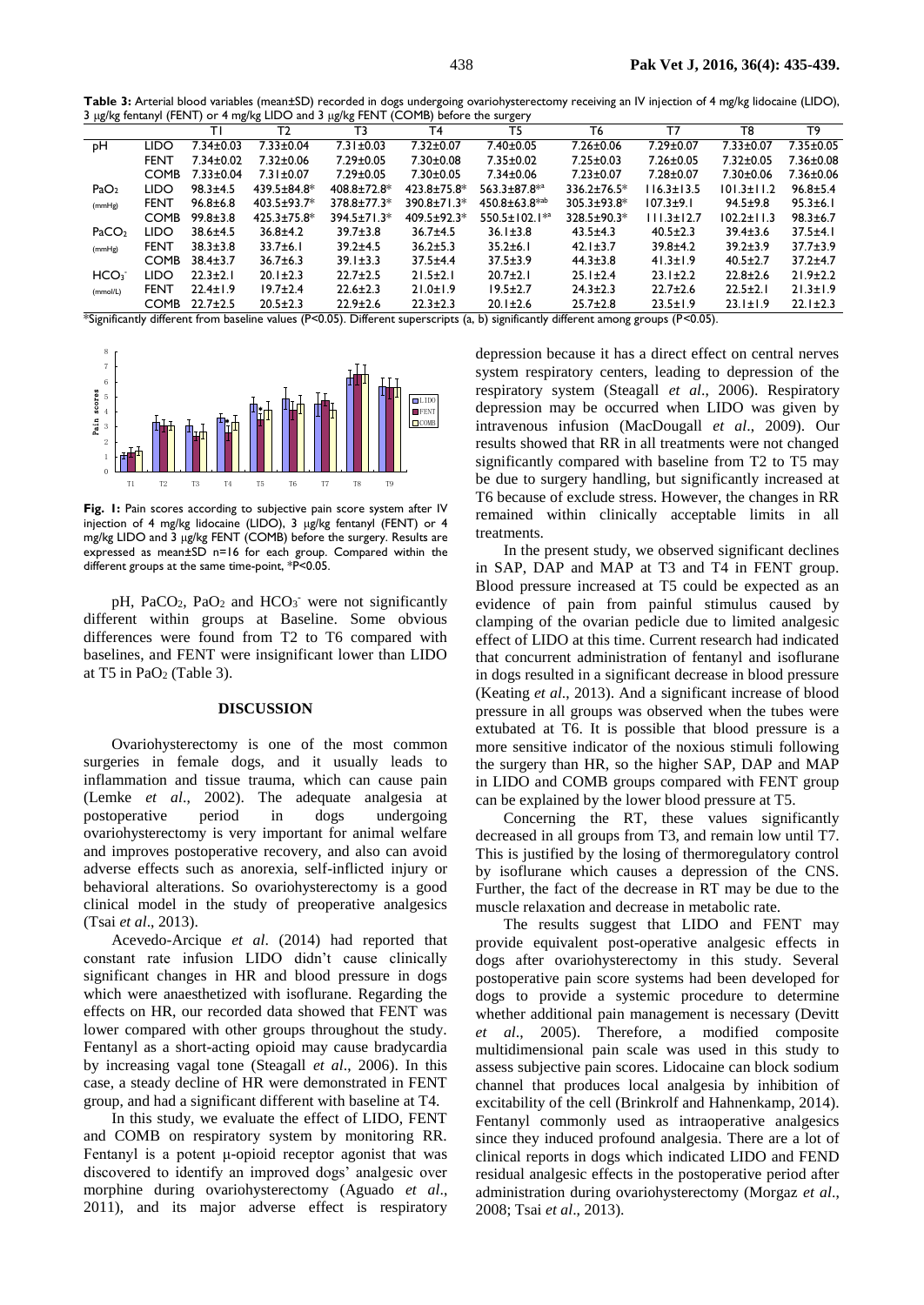**Table 3:** Arterial blood variables (mean±SD) recorded in dogs undergoing ovariohysterectomy receiving an IV injection of 4 mg/kg lidocaine (LIDO), 3 μg/kg fentanyl (FENT) or 4 mg/kg LIDO and 3 μg/kg FENT (COMB) before the surgery

| | | T1 | T2 | T3 | T4 | T5 | T6 | T7 | T8 | T9 |
|---|---|---|---|---|---|---|---|---|---|---|
| pH | LIDO | 7.34±0.03 | 7.33±0.04 | 7.31±0.03 | 7.32±0.07 | 7.40±0.05 | 7.26±0.06 | 7.29±0.07 | 7.33±0.07 | 7.35±0.05 |
| | FENT | 7.34±0.02 | 7.32±0.06 | 7.29±0.05 | 7.30±0.08 | 7.35±0.02 | 7.25±0.03 | 7.26±0.05 | 7.32±0.05 | 7.36±0.08 |
| | COMB | 7.33±0.04 | 7.31±0.07 | 7.29±0.05 | 7.30±0.06 | 7.34±0.06 | 7.23±0.07 | 7.28±0.07 | 7.30±0.06 | 7.36±0.06 |
| $PaO_2$ (mmHg) | LIDO | 98.3±4.5 | 439.5±84.8* | 408.8±72.8* | 423.8±75.8* | 563.3±87.8*[a] | 336.2±76.5* | 116.3±13.5 | 101.3±11.2 | 96.8±5.4 |
| | FENT | 96.8±6.8 | 403.5±93.7* | 378.8±77.3* | 390.8±71.3* | 450.8±63.8*[ab] | 305.3±93.8* | 107.3±9.1 | 94.5±9.8 | 95.3±6.1 |
| | COMB | 99.8±3.8 | 425.3±75.8* | 394.5±71.3* | 409.5±92.3* | 550.5±102.1*[a] | 328.5±90.3* | 111.3±12.7 | 102.2±11.3 | 98.3±6.7 |
| $PaCO_2$ (mmHg) | LIDO | 38.6±4.5 | 36.8±4.2 | 39.7±3.8 | 36.7±4.5 | 36.1±3.8 | 43.5±4.3 | 40.5±2.3 | 39.4±3.6 | 37.5±4.1 |
| | FENT | 38.3±3.8 | 33.7±6.1 | 39.2±4.5 | 36.2±5.3 | 35.2±6.1 | 42.1±3.7 | 39.8±4.2 | 39.2±3.9 | 37.7±3.9 |
| | COMB | 38.4±3.7 | 36.7±6.3 | 39.1±3.3 | 37.5±4.4 | 37.5±3.9 | 44.3±3.8 | 41.3±1.9 | 40.5±2.7 | 37.2±4.7 |
| $HCO_3^-$ (mmol/L) | LIDO | 22.3±2.1 | 20.1±2.3 | 22.7±2.5 | 21.5±2.1 | 20.7±2.1 | 25.1±2.4 | 23.1±2.2 | 22.8±2.6 | 21.9±2.2 |
| | FENT | 22.4±1.9 | 19.7±2.4 | 22.6±2.3 | 21.0±1.9 | 19.5±2.7 | 24.3±2.3 | 22.7±2.6 | 22.5±2.1 | 21.3±1.9 |
| | COMB | 22.7±2.5 | 20.5±2.3 | 22.9±2.6 | 22.3±2.3 | 20.1±2.6 | 25.7±2.8 | 23.5±1.9 | 23.1±1.9 | 22.1±2.3 |

*Significantly different from baseline values (P<0.05). Different superscripts (a, b) significantly different among groups (P<0.05).

**Fig. 1:** Pain scores according to subjective pain score system after IV injection of 4 mg/kg lidocaine (LIDO), 3 μg/kg fentanyl (FENT) or 4 mg/kg LIDO and 3 μg/kg FENT (COMB) before the surgery. Results are expressed as mean±SD n=16 for each group. Compared within the different groups at the same time-point, *P<0.05.

pH, $PaCO_2$, $PaO_2$ and $HCO_3^-$ were not significantly different within groups at Baseline. Some obvious differences were found from T2 to T6 compared with baselines, and FENT were insignificant lower than LIDO at T5 in $PaO_2$ (Table 3).

## DISCUSSION

Ovariohysterectomy is one of the most common surgeries in female dogs, and it usually leads to inflammation and tissue trauma, which can cause pain (Lemke *et al*., 2002). The adequate analgesia at postoperative period in dogs undergoing ovariohysterectomy is very important for animal welfare and improves postoperative recovery, and also can avoid adverse effects such as anorexia, self-inflicted injury or behavioral alterations. So ovariohysterectomy is a good clinical model in the study of preoperative analgesics (Tsai *et al*., 2013).

Acevedo-Arcique *et al*. (2014) had reported that constant rate infusion LIDO didn't cause clinically significant changes in HR and blood pressure in dogs which were anaesthetized with isoflurane. Regarding the effects on HR, our recorded data showed that FENT was lower compared with other groups throughout the study. Fentanyl as a short-acting opioid may cause bradycardia by increasing vagal tone (Steagall *et al*., 2006). In this case, a steady decline of HR were demonstrated in FENT group, and had a significant different with baseline at T4.

In this study, we evaluate the effect of LIDO, FENT and COMB on respiratory system by monitoring RR. Fentanyl is a potent μ-opioid receptor agonist that was discovered to identify an improved dogs' analgesic over morphine during ovariohysterectomy (Aguado *et al*., 2011), and its major adverse effect is respiratory depression because it has a direct effect on central nerves system respiratory centers, leading to depression of the respiratory system (Steagall *et al*., 2006). Respiratory depression may be occurred when LIDO was given by intravenous infusion (MacDougall *et al*., 2009). Our results showed that RR in all treatments were not changed significantly compared with baseline from T2 to T5 may be due to surgery handling, but significantly increased at T6 because of exclude stress. However, the changes in RR remained within clinically acceptable limits in all treatments.

In the present study, we observed significant declines in SAP, DAP and MAP at T3 and T4 in FENT group. Blood pressure increased at T5 could be expected as an evidence of pain from painful stimulus caused by clamping of the ovarian pedicle due to limited analgesic effect of LIDO at this time. Current research had indicated that concurrent administration of fentanyl and isoflurane in dogs resulted in a significant decrease in blood pressure (Keating *et al*., 2013). And a significant increase of blood pressure in all groups was observed when the tubes were extubated at T6. It is possible that blood pressure is a more sensitive indicator of the noxious stimuli following the surgery than HR, so the higher SAP, DAP and MAP in LIDO and COMB groups compared with FENT group can be explained by the lower blood pressure at T5.

Concerning the RT, these values significantly decreased in all groups from T3, and remain low until T7. This is justified by the losing of thermoregulatory control by isoflurane which causes a depression of the CNS. Further, the fact of the decrease in RT may be due to the muscle relaxation and decrease in metabolic rate.

The results suggest that LIDO and FENT may provide equivalent post-operative analgesic effects in dogs after ovariohysterectomy in this study. Several postoperative pain score systems had been developed for dogs to provide a systemic procedure to determine whether additional pain management is necessary (Devitt *et al*., 2005). Therefore, a modified composite multidimensional pain scale was used in this study to assess subjective pain scores. Lidocaine can block sodium channel that produces local analgesia by inhibition of excitability of the cell (Brinkrolf and Hahnenkamp, 2014). Fentanyl commonly used as intraoperative analgesics since they induced profound analgesia. There are a lot of clinical reports in dogs which indicated LIDO and FEND residual analgesic effects in the postoperative period after administration during ovariohysterectomy (Morgaz *et al*., 2008; Tsai *et al*., 2013).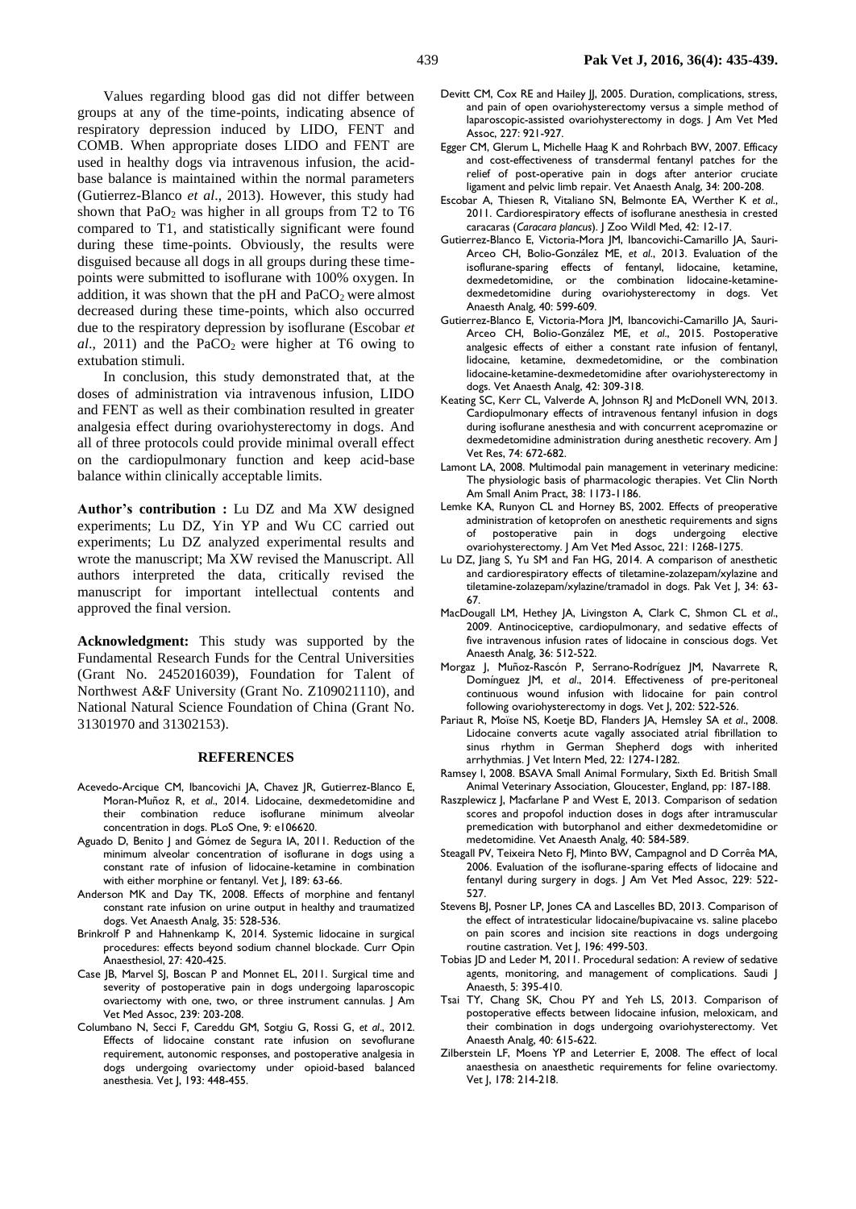Values regarding blood gas did not differ between groups at any of the time-points, indicating absence of respiratory depression induced by LIDO, FENT and COMB. When appropriate doses LIDO and FENT are used in healthy dogs via intravenous infusion, the acid-base balance is maintained within the normal parameters (Gutierrez-Blanco *et al*., 2013). However, this study had shown that $PaO_2$ was higher in all groups from T2 to T6 compared to T1, and statistically significant were found during these time-points. Obviously, the results were disguised because all dogs in all groups during these time-points were submitted to isoflurane with 100% oxygen. In addition, it was shown that the pH and $PaCO_2$ were almost decreased during these time-points, which also occurred due to the respiratory depression by isoflurane (Escobar *et al*., 2011) and the $PaCO_2$ were higher at T6 owing to extubation stimuli.

In conclusion, this study demonstrated that, at the doses of administration via intravenous infusion, LIDO and FENT as well as their combination resulted in greater analgesia effect during ovariohysterectomy in dogs. And all of three protocols could provide minimal overall effect on the cardiopulmonary function and keep acid-base balance within clinically acceptable limits.

**Author's contribution :** Lu DZ and Ma XW designed experiments; Lu DZ, Yin YP and Wu CC carried out experiments; Lu DZ analyzed experimental results and wrote the manuscript; Ma XW revised the Manuscript. All authors interpreted the data, critically revised the manuscript for important intellectual contents and approved the final version.

**Acknowledgment:** This study was supported by the Fundamental Research Funds for the Central Universities (Grant No. 2452016039), Foundation for Talent of Northwest A&F University (Grant No. Z109021110), and National Natural Science Foundation of China (Grant No. 31301970 and 31302153).

## REFERENCES

Acevedo-Arcique CM, Ibancovichi JA, Chavez JR, Gutierrez-Blanco E, Moran-Muñoz R, *et al*., 2014. Lidocaine, dexmedetomidine and their combination reduce isoflurane minimum alveolar concentration in dogs. PLoS One, 9: e106620.

Aguado D, Benito J and Gómez de Segura IA, 2011. Reduction of the minimum alveolar concentration of isoflurane in dogs using a constant rate of infusion of lidocaine-ketamine in combination with either morphine or fentanyl. Vet J, 189: 63-66.

Anderson MK and Day TK, 2008. Effects of morphine and fentanyl constant rate infusion on urine output in healthy and traumatized dogs. Vet Anaesth Analg, 35: 528-536.

Brinkrolf P and Hahnenkamp K, 2014. Systemic lidocaine in surgical procedures: effects beyond sodium channel blockade. Curr Opin Anaesthesiol, 27: 420-425.

Case JB, Marvel SJ, Boscan P and Monnet EL, 2011. Surgical time and severity of postoperative pain in dogs undergoing laparoscopic ovariectomy with one, two, or three instrument cannulas. J Am Vet Med Assoc, 239: 203-208.

Columbano N, Secci F, Careddu GM, Sotgiu G, Rossi G, *et al*., 2012. Effects of lidocaine constant rate infusion on sevoflurane requirement, autonomic responses, and postoperative analgesia in dogs undergoing ovariectomy under opioid-based balanced anesthesia. Vet J, 193: 448-455.

Devitt CM, Cox RE and Hailey JJ, 2005. Duration, complications, stress, and pain of open ovariohysterectomy versus a simple method of laparoscopic-assisted ovariohysterectomy in dogs. J Am Vet Med Assoc, 227: 921-927.

Egger CM, Glerum L, Michelle Haag K and Rohrbach BW, 2007. Efficacy and cost-effectiveness of transdermal fentanyl patches for the relief of post-operative pain in dogs after anterior cruciate ligament and pelvic limb repair. Vet Anaesth Analg, 34: 200-208.

Escobar A, Thiesen R, Vitaliano SN, Belmonte EA, Werther K *et al*., 2011. Cardiorespiratory effects of isoflurane anesthesia in crested caracaras (*Caracara plancus*). J Zoo Wildl Med, 42: 12-17.

Gutierrez-Blanco E, Victoria-Mora JM, Ibancovichi-Camarillo JA, Sauri-Arceo CH, Bolio-González ME, *et al*., 2013. Evaluation of the isoflurane-sparing effects of fentanyl, lidocaine, ketamine, dexmedetomidine, or the combination lidocaine-ketamine-dexmedetomidine during ovariohysterectomy in dogs. Vet Anaesth Analg, 40: 599-609.

Gutierrez-Blanco E, Victoria-Mora JM, Ibancovichi-Camarillo JA, Sauri-Arceo CH, Bolio-González ME, *et al*., 2015. Postoperative analgesic effects of either a constant rate infusion of fentanyl, lidocaine, ketamine, dexmedetomidine, or the combination lidocaine-ketamine-dexmedetomidine after ovariohysterectomy in dogs. Vet Anaesth Analg, 42: 309-318.

Keating SC, Kerr CL, Valverde A, Johnson RJ and McDonell WN, 2013. Cardiopulmonary effects of intravenous fentanyl infusion in dogs during isoflurane anesthesia and with concurrent acepromazine or dexmedetomidine administration during anesthetic recovery. Am J Vet Res, 74: 672-682.

Lamont LA, 2008. Multimodal pain management in veterinary medicine: The physiologic basis of pharmacologic therapies. Vet Clin North Am Small Anim Pract, 38: 1173-1186.

Lemke KA, Runyon CL and Horney BS, 2002. Effects of preoperative administration of ketoprofen on anesthetic requirements and signs of postoperative pain in dogs undergoing elective ovariohysterectomy. J Am Vet Med Assoc, 221: 1268-1275.

Lu DZ, Jiang S, Yu SM and Fan HG, 2014. A comparison of anesthetic and cardiorespiratory effects of tiletamine-zolazepam/xylazine and tiletamine-zolazepam/xylazine/tramadol in dogs. Pak Vet J, 34: 63-67.

MacDougall LM, Hethey JA, Livingston A, Clark C, Shmon CL *et al*., 2009. Antinociceptive, cardiopulmonary, and sedative effects of five intravenous infusion rates of lidocaine in conscious dogs. Vet Anaesth Analg, 36: 512-522.

Morgaz J, Muñoz-Rascón P, Serrano-Rodríguez JM, Navarrete R, Domínguez JM, *et al*., 2014. Effectiveness of pre-peritoneal continuous wound infusion with lidocaine for pain control following ovariohysterectomy in dogs. Vet J, 202: 522-526.

Pariaut R, Moïse NS, Koetje BD, Flanders JA, Hemsley SA *et al*., 2008. Lidocaine converts acute vagally associated atrial fibrillation to sinus rhythm in German Shepherd dogs with inherited arrhythmias. J Vet Intern Med, 22: 1274-1282.

Ramsey I, 2008. BSAVA Small Animal Formulary, Sixth Ed. British Small Animal Veterinary Association, Gloucester, England, pp: 187-188.

Raszplewicz J, Macfarlane P and West E, 2013. Comparison of sedation scores and propofol induction doses in dogs after intramuscular premedication with butorphanol and either dexmedetomidine or medetomidine. Vet Anaesth Analg, 40: 584-589.

Steagall PV, Teixeira Neto FJ, Minto BW, Campagnol and D Corrêa MA, 2006. Evaluation of the isoflurane-sparing effects of lidocaine and fentanyl during surgery in dogs. J Am Vet Med Assoc, 229: 522-527.

Stevens BJ, Posner LP, Jones CA and Lascelles BD, 2013. Comparison of the effect of intratesticular lidocaine/bupivacaine vs. saline placebo on pain scores and incision site reactions in dogs undergoing routine castration. Vet J, 196: 499-503.

Tobias JD and Leder M, 2011. Procedural sedation: A review of sedative agents, monitoring, and management of complications. Saudi J Anaesth, 5: 395-410.

Tsai TY, Chang SK, Chou PY and Yeh LS, 2013. Comparison of postoperative effects between lidocaine infusion, meloxicam, and their combination in dogs undergoing ovariohysterectomy. Vet Anaesth Analg, 40: 615-622.

Zilberstein LF, Moens YP and Leterrier E, 2008. The effect of local anaesthesia on anaesthetic requirements for feline ovariectomy. Vet J, 178: 214-218.